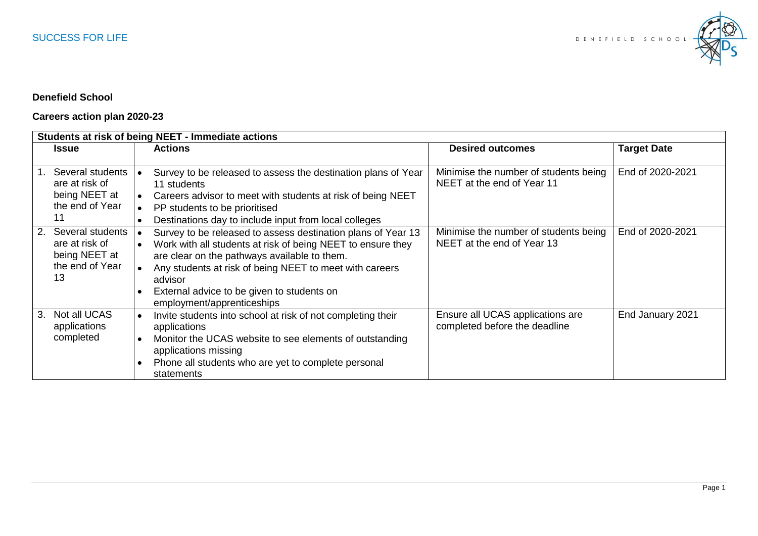**Denefield School**

**Careers action plan 2020-23**

| **Students at risk of being NEET - Immediate actions** | | | |
|---|---|---|---|
| **Issue** | **Actions** | **Desired outcomes** | **Target Date** |
| 1. Several students are at risk of being NEET at the end of Year 11 | • Survey to be released to assess the destination plans of Year 11 students<br>• Careers advisor to meet with students at risk of being NEET<br>• PP students to be prioritised<br>• Destinations day to include input from local colleges | Minimise the number of students being NEET at the end of Year 11 | End of 2020-2021 |
| 2. Several students are at risk of being NEET at the end of Year 13 | • Survey to be released to assess destination plans of Year 13<br>• Work with all students at risk of being NEET to ensure they are clear on the pathways available to them.<br>• Any students at risk of being NEET to meet with careers advisor<br>• External advice to be given to students on employment/apprenticeships | Minimise the number of students being NEET at the end of Year 13 | End of 2020-2021 |
| 3. Not all UCAS applications completed | • Invite students into school at risk of not completing their applications<br>• Monitor the UCAS website to see elements of outstanding applications missing<br>• Phone all students who are yet to complete personal statements | Ensure all UCAS applications are completed before the deadline | End January 2021 |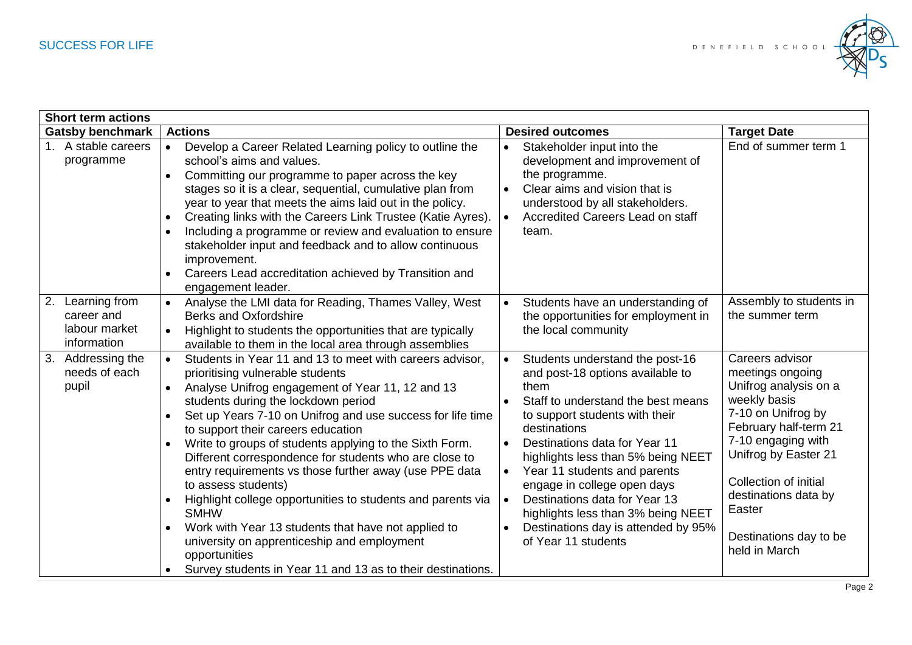| **Short term actions** | | | |
|---|---|---|---|
| **Gatsby benchmark** | **Actions** | **Desired outcomes** | **Target Date** |
| 1. A stable careers programme | • Develop a Career Related Learning policy to outline the school's aims and values.<br>• Committing our programme to paper across the key stages so it is a clear, sequential, cumulative plan from year to year that meets the aims laid out in the policy.<br>• Creating links with the Careers Link Trustee (Katie Ayres).<br>• Including a programme or review and evaluation to ensure stakeholder input and feedback and to allow continuous improvement.<br>• Careers Lead accreditation achieved by Transition and engagement leader. | • Stakeholder input into the development and improvement of the programme.<br>• Clear aims and vision that is understood by all stakeholders.<br>• Accredited Careers Lead on staff team. | End of summer term 1 |
| 2. Learning from career and labour market information | • Analyse the LMI data for Reading, Thames Valley, West Berks and Oxfordshire<br>• Highlight to students the opportunities that are typically available to them in the local area through assemblies | • Students have an understanding of the opportunities for employment in the local community | Assembly to students in the summer term |
| 3. Addressing the needs of each pupil | • Students in Year 11 and 13 to meet with careers advisor, prioritising vulnerable students<br>• Analyse Unifrog engagement of Year 11, 12 and 13 students during the lockdown period<br>• Set up Years 7-10 on Unifrog and use success for life time to support their careers education<br>• Write to groups of students applying to the Sixth Form. Different correspondence for students who are close to entry requirements vs those further away (use PPE data to assess students)<br>• Highlight college opportunities to students and parents via SMHW<br>• Work with Year 13 students that have not applied to university on apprenticeship and employment opportunities<br>• Survey students in Year 11 and 13 as to their destinations. | • Students understand the post-16 and post-18 options available to them<br>• Staff to understand the best means to support students with their destinations<br>• Destinations data for Year 11 highlights less than 5% being NEET<br>• Year 11 students and parents engage in college open days<br>• Destinations data for Year 13 highlights less than 3% being NEET<br>• Destinations day is attended by 95% of Year 11 students | Careers advisor meetings ongoing<br>Unifrog analysis on a weekly basis<br>7-10 on Unifrog by February half-term 21<br>7-10 engaging with Unifrog by Easter 21<br><br>Collection of initial destinations data by Easter<br><br>Destinations day to be held in March |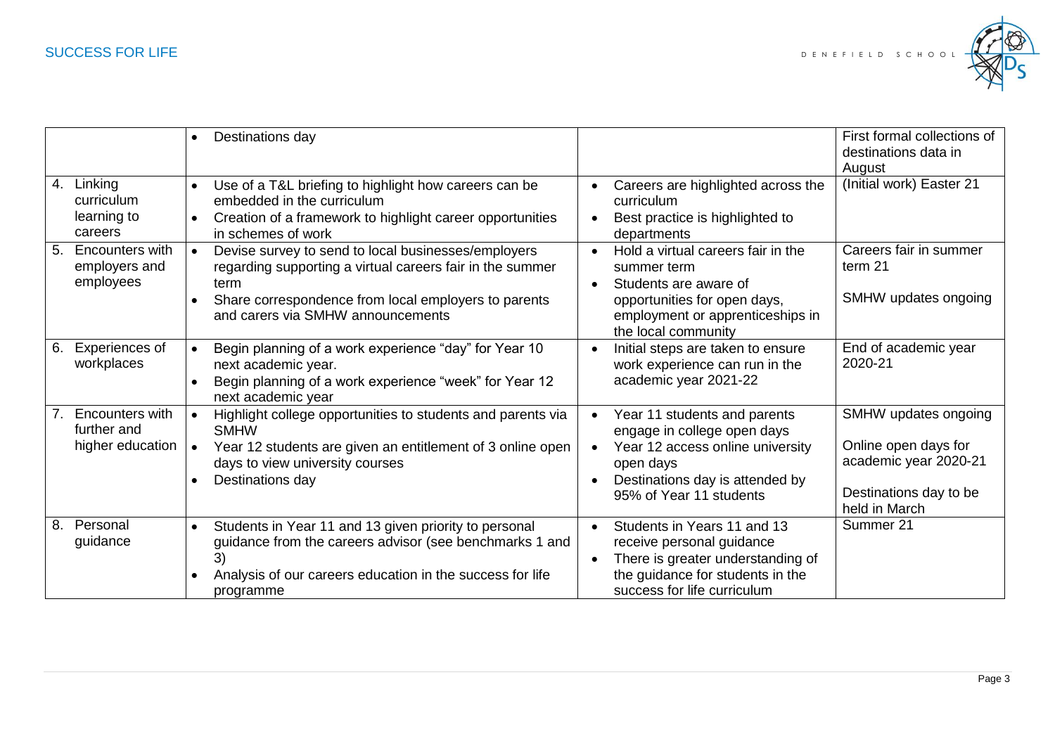| | | | |
|---|---|---|---|
| | • Destinations day | | First formal collections of destinations data in August |
| 4. Linking curriculum learning to careers | • Use of a T&L briefing to highlight how careers can be embedded in the curriculum<br>• Creation of a framework to highlight career opportunities in schemes of work | • Careers are highlighted across the curriculum<br>• Best practice is highlighted to departments | (Initial work) Easter 21 |
| 5. Encounters with employers and employees | • Devise survey to send to local businesses/employers regarding supporting a virtual careers fair in the summer term<br>• Share correspondence from local employers to parents and carers via SMHW announcements | • Hold a virtual careers fair in the summer term<br>• Students are aware of opportunities for open days, employment or apprenticeships in the local community | Careers fair in summer term 21<br><br>SMHW updates ongoing |
| 6. Experiences of workplaces | • Begin planning of a work experience "day" for Year 10 next academic year.<br>• Begin planning of a work experience "week" for Year 12 next academic year | • Initial steps are taken to ensure work experience can run in the academic year 2021-22 | End of academic year 2020-21 |
| 7. Encounters with further and higher education | • Highlight college opportunities to students and parents via SMHW<br>• Year 12 students are given an entitlement of 3 online open days to view university courses<br>• Destinations day | • Year 11 students and parents engage in college open days<br>• Year 12 access online university open days<br>• Destinations day is attended by 95% of Year 11 students | SMHW updates ongoing<br><br>Online open days for academic year 2020-21<br><br>Destinations day to be held in March |
| 8. Personal guidance | • Students in Year 11 and 13 given priority to personal guidance from the careers advisor (see benchmarks 1 and 3)<br>• Analysis of our careers education in the success for life programme | • Students in Years 11 and 13 receive personal guidance<br>• There is greater understanding of the guidance for students in the success for life curriculum | Summer 21 |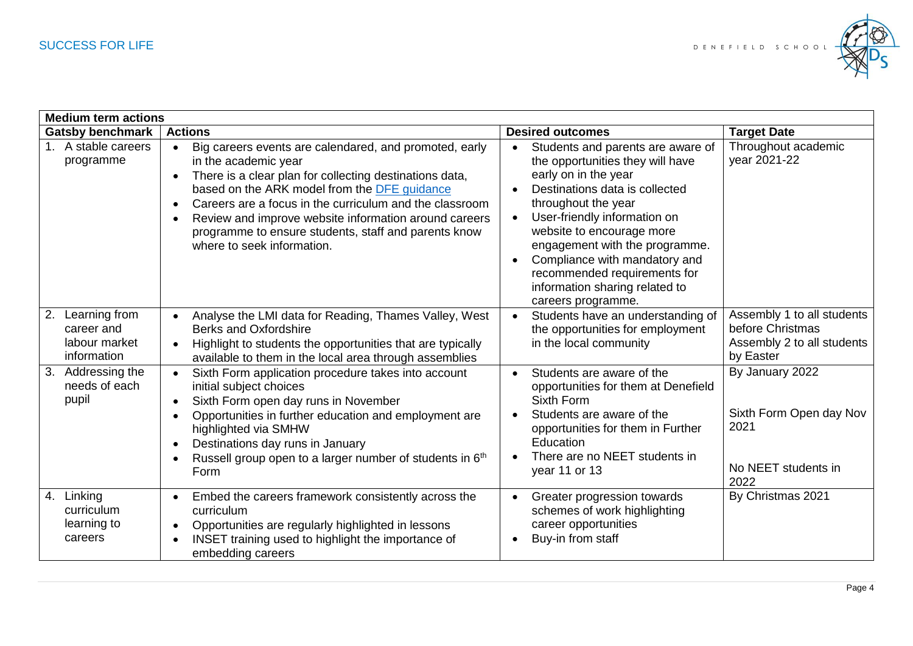| Medium term actions | | | |
|---|---|---|---|
| **Gatsby benchmark** | **Actions** | **Desired outcomes** | **Target Date** |
| 1. A stable careers programme | • Big careers events are calendared, and promoted, early in the academic year<br>• There is a clear plan for collecting destinations data, based on the ARK model from the [DFE guidance](DFE guidance)<br>• Careers are a focus in the curriculum and the classroom<br>• Review and improve website information around careers programme to ensure students, staff and parents know where to seek information. | • Students and parents are aware of the opportunities they will have early on in the year<br>• Destinations data is collected throughout the year<br>• User-friendly information on website to encourage more engagement with the programme.<br>• Compliance with mandatory and recommended requirements for information sharing related to careers programme. | Throughout academic year 2021-22 |
| 2. Learning from career and labour market information | • Analyse the LMI data for Reading, Thames Valley, West Berks and Oxfordshire<br>• Highlight to students the opportunities that are typically available to them in the local area through assemblies | • Students have an understanding of the opportunities for employment in the local community | Assembly 1 to all students before Christmas<br>Assembly 2 to all students by Easter |
| 3. Addressing the needs of each pupil | • Sixth Form application procedure takes into account initial subject choices<br>• Sixth Form open day runs in November<br>• Opportunities in further education and employment are highlighted via SMHW<br>• Destinations day runs in January<br>• Russell group open to a larger number of students in 6th Form | • Students are aware of the opportunities for them at Denefield Sixth Form<br>• Students are aware of the opportunities for them in Further Education<br>• There are no NEET students in year 11 or 13 | By January 2022<br><br>Sixth Form Open day Nov 2021<br><br>No NEET students in 2022 |
| 4. Linking curriculum learning to careers | • Embed the careers framework consistently across the curriculum<br>• Opportunities are regularly highlighted in lessons<br>• INSET training used to highlight the importance of embedding careers | • Greater progression towards schemes of work highlighting career opportunities<br>• Buy-in from staff | By Christmas 2021 |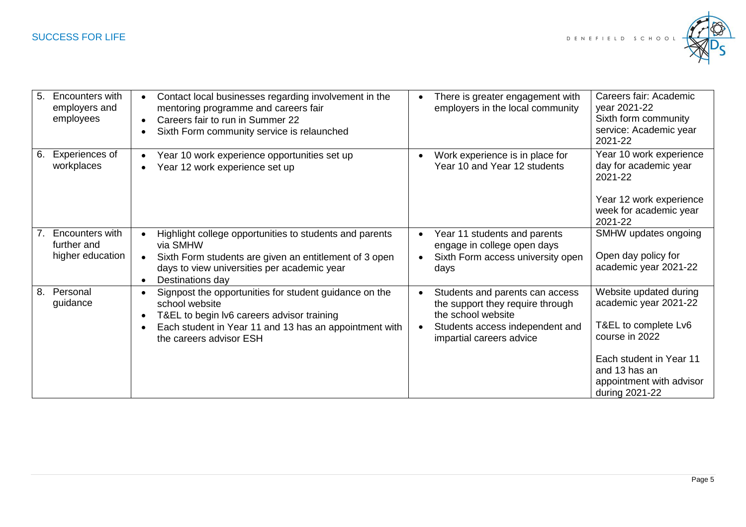| | | | |
|---|---|---|---|
| 5. Encounters with employers and employees | • Contact local businesses regarding involvement in the mentoring programme and careers fair<br>• Careers fair to run in Summer 22<br>• Sixth Form community service is relaunched | • There is greater engagement with employers in the local community | Careers fair: Academic year 2021-22<br>Sixth form community service: Academic year 2021-22 |
| 6. Experiences of workplaces | • Year 10 work experience opportunities set up<br>• Year 12 work experience set up | • Work experience is in place for Year 10 and Year 12 students | Year 10 work experience day for academic year 2021-22<br><br>Year 12 work experience week for academic year 2021-22 |
| 7. Encounters with further and higher education | • Highlight college opportunities to students and parents via SMHW<br>• Sixth Form students are given an entitlement of 3 open days to view universities per academic year<br>• Destinations day | • Year 11 students and parents engage in college open days<br>• Sixth Form access university open days | SMHW updates ongoing<br><br>Open day policy for academic year 2021-22 |
| 8. Personal guidance | • Signpost the opportunities for student guidance on the school website<br>• T&EL to begin lv6 careers advisor training<br>• Each student in Year 11 and 13 has an appointment with the careers advisor ESH | • Students and parents can access the support they require through the school website<br>• Students access independent and impartial careers advice | Website updated during academic year 2021-22<br><br>T&EL to complete Lv6 course in 2022<br><br>Each student in Year 11 and 13 has an appointment with advisor during 2021-22 |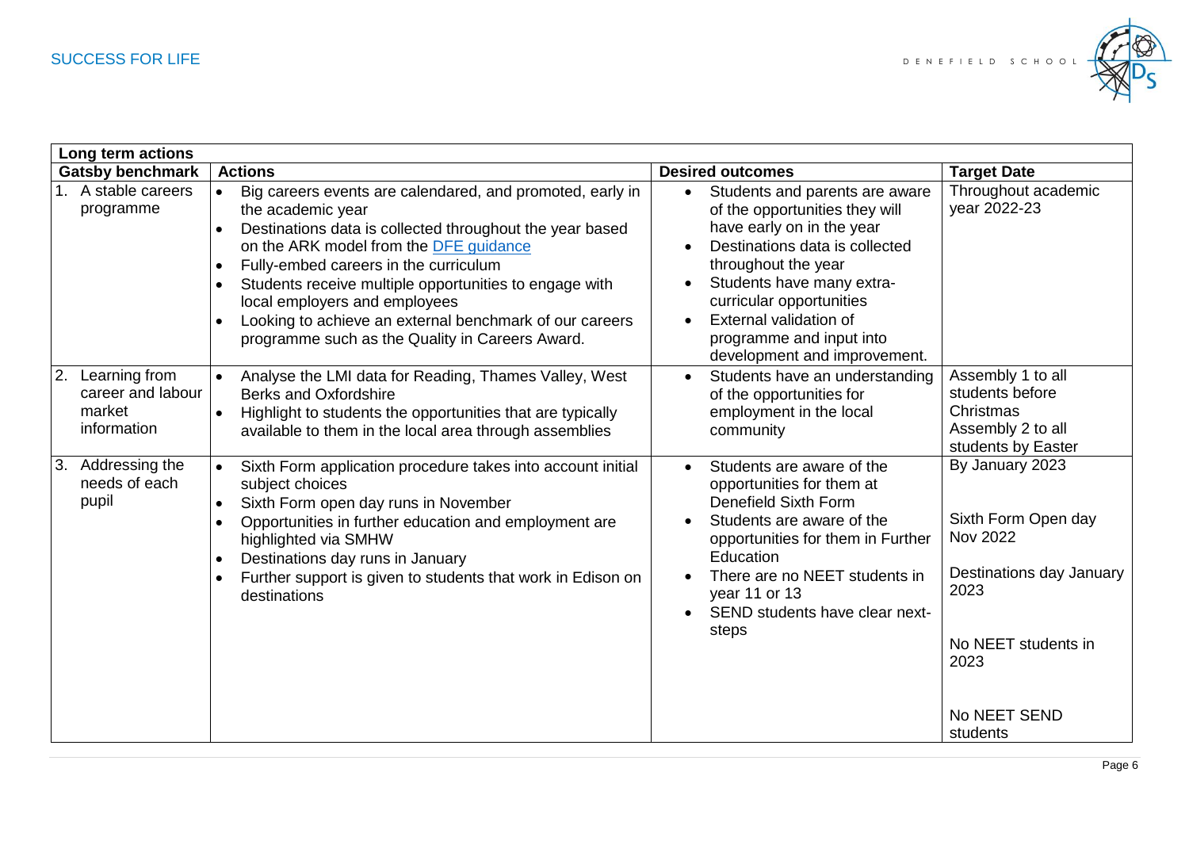| Long term actions | | | |
|---|---|---|---|
| **Gatsby benchmark** | **Actions** | **Desired outcomes** | **Target Date** |
| 1. A stable careers programme | • Big careers events are calendared, and promoted, early in the academic year<br>• Destinations data is collected throughout the year based on the ARK model from the [DFE guidance](DFE guidance)<br>• Fully-embed careers in the curriculum<br>• Students receive multiple opportunities to engage with local employers and employees<br>• Looking to achieve an external benchmark of our careers programme such as the Quality in Careers Award. | • Students and parents are aware of the opportunities they will have early on in the year<br>• Destinations data is collected throughout the year<br>• Students have many extra-curricular opportunities<br>• External validation of programme and input into development and improvement. | Throughout academic year 2022-23 |
| 2. Learning from career and labour market information | • Analyse the LMI data for Reading, Thames Valley, West Berks and Oxfordshire<br>• Highlight to students the opportunities that are typically available to them in the local area through assemblies | • Students have an understanding of the opportunities for employment in the local community | Assembly 1 to all students before Christmas<br>Assembly 2 to all students by Easter |
| 3. Addressing the needs of each pupil | • Sixth Form application procedure takes into account initial subject choices<br>• Sixth Form open day runs in November<br>• Opportunities in further education and employment are highlighted via SMHW<br>• Destinations day runs in January<br>• Further support is given to students that work in Edison on destinations | • Students are aware of the opportunities for them at Denefield Sixth Form<br>• Students are aware of the opportunities for them in Further Education<br>• There are no NEET students in year 11 or 13<br>• SEND students have clear next-steps | By January 2023<br><br>Sixth Form Open day Nov 2022<br><br>Destinations day January 2023<br><br>No NEET students in 2023<br><br>No NEET SEND students |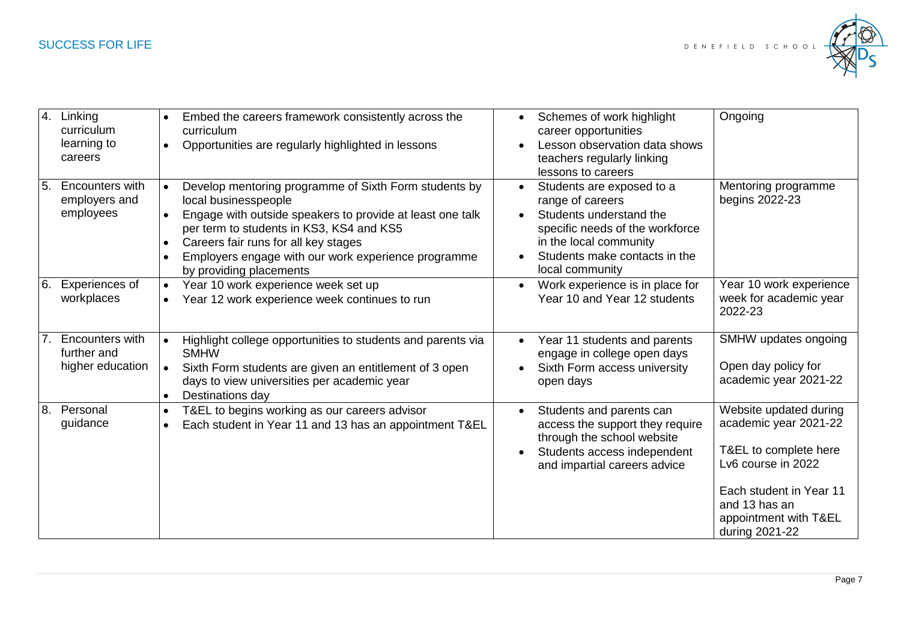| | | | |
|---|---|---|---|
| 4. Linking curriculum learning to careers | • Embed the careers framework consistently across the curriculum<br>• Opportunities are regularly highlighted in lessons | • Schemes of work highlight career opportunities<br>• Lesson observation data shows teachers regularly linking lessons to careers | Ongoing |
| 5. Encounters with employers and employees | • Develop mentoring programme of Sixth Form students by local businesspeople<br>• Engage with outside speakers to provide at least one talk per term to students in KS3, KS4 and KS5<br>• Careers fair runs for all key stages<br>• Employers engage with our work experience programme by providing placements | • Students are exposed to a range of careers<br>• Students understand the specific needs of the workforce in the local community<br>• Students make contacts in the local community | Mentoring programme begins 2022-23 |
| 6. Experiences of workplaces | • Year 10 work experience week set up<br>• Year 12 work experience week continues to run | • Work experience is in place for Year 10 and Year 12 students | Year 10 work experience week for academic year 2022-23 |
| 7. Encounters with further and higher education | • Highlight college opportunities to students and parents via SMHW<br>• Sixth Form students are given an entitlement of 3 open days to view universities per academic year<br>• Destinations day | • Year 11 students and parents engage in college open days<br>• Sixth Form access university open days | SMHW updates ongoing<br><br>Open day policy for academic year 2021-22 |
| 8. Personal guidance | • T&EL to begins working as our careers advisor<br>• Each student in Year 11 and 13 has an appointment T&EL | • Students and parents can access the support they require through the school website<br>• Students access independent and impartial careers advice | Website updated during academic year 2021-22<br><br>T&EL to complete here Lv6 course in 2022<br><br>Each student in Year 11 and 13 has an appointment with T&EL during 2021-22 |